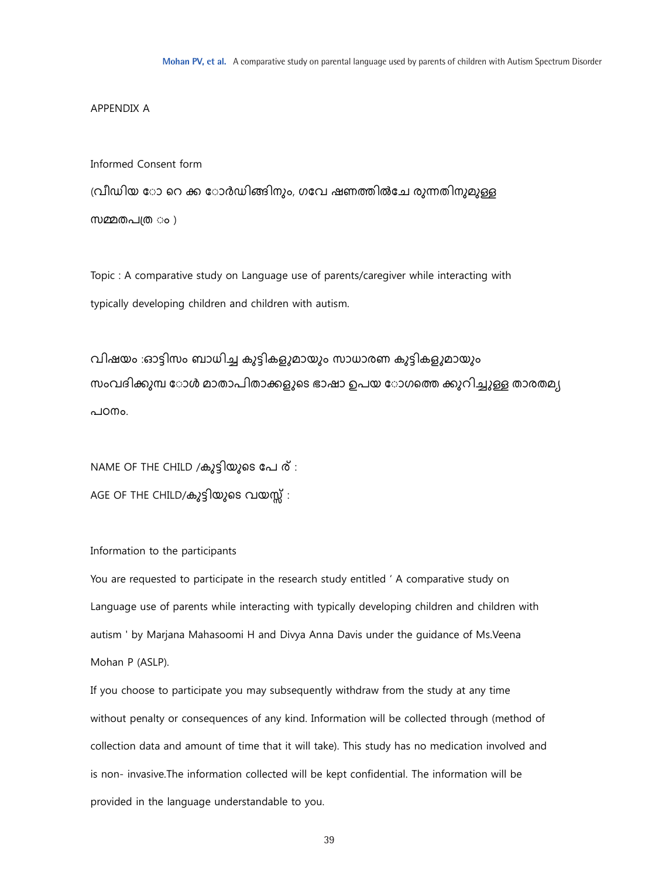APPENDIX A

Informed Consent form

(വീഡിയ ോ റെ ക്ക ോർഡിങ്ങിനും, ഗവേ ഷണത്തിൽചേ രുന്നതിനുമുള്ള സമ്മതപത്ര ം )

Topic : A comparative study on Language use of parents/caregiver while interacting with typically developing children and children with autism.

വിഷയം :ഓട്ടിസം ബാധിച്ച കുട്ടികളുമായും സാധാരണ കുട്ടികളുമായും സംവദിക്കുമ്പ ോൾ മാതാപിതാക്കളുടെ ഭാഷാ ഉപയ ോഗത്തെ ക്കുറിച്ചുള്ള താരതമ്യ പഠനം.

NAME OF THE CHILD /കുട്ടിയുടെ പേ ര് :

AGE OF THE CHILD/കുട്ടിയുടെ വയസ്സ് :

Information to the participants

You are requested to participate in the research study entitled ' A comparative study on Language use of parents while interacting with typically developing children and children with autism ' by Marjana Mahasoomi H and Divya Anna Davis under the guidance of Ms.Veena Mohan P (ASLP).

If you choose to participate you may subsequently withdraw from the study at any time without penalty or consequences of any kind. Information will be collected through (method of collection data and amount of time that it will take). This study has no medication involved and is non- invasive.The information collected will be kept confidential. The information will be provided in the language understandable to you.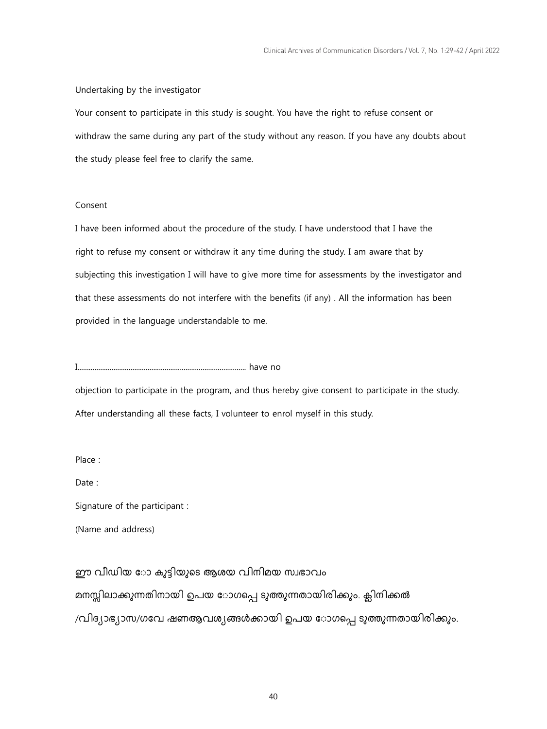Undertaking by the investigator

Your consent to participate in this study is sought. You have the right to refuse consent or withdraw the same during any part of the study without any reason. If you have any doubts about the study please feel free to clarify the same.

Consent

I have been informed about the procedure of the study. I have understood that I have the right to refuse my consent or withdraw it any time during the study. I am aware that by subjecting this investigation I will have to give more time for assessments by the investigator and that these assessments do not interfere with the benefits (if any) . All the information has been provided in the language understandable to me.

I........................................................................................... have no

objection to participate in the program, and thus hereby give consent to participate in the study. After understanding all these facts, I volunteer to enrol myself in this study.

Place :

Date :

Signature of the participant :

(Name and address)

ഈ വീഡിയ ോ കുട്ടിയുടെ ആശയ വിനിമയ സ്വഭാവം

മനസ്സിലാക്കുന്നതിനായി ഉപയ ോഗപ്പെ ടുത്തുന്നതായിരിക്കും. ക്ലിനിക്കൽ

/വിദ്യാഭ്യാസ/ഗവേ ഷണആവശ്യങ്ങൾക്കായി ഉപയ ോഗപ്പെ ടുത്തുന്നതായിരിക്കും.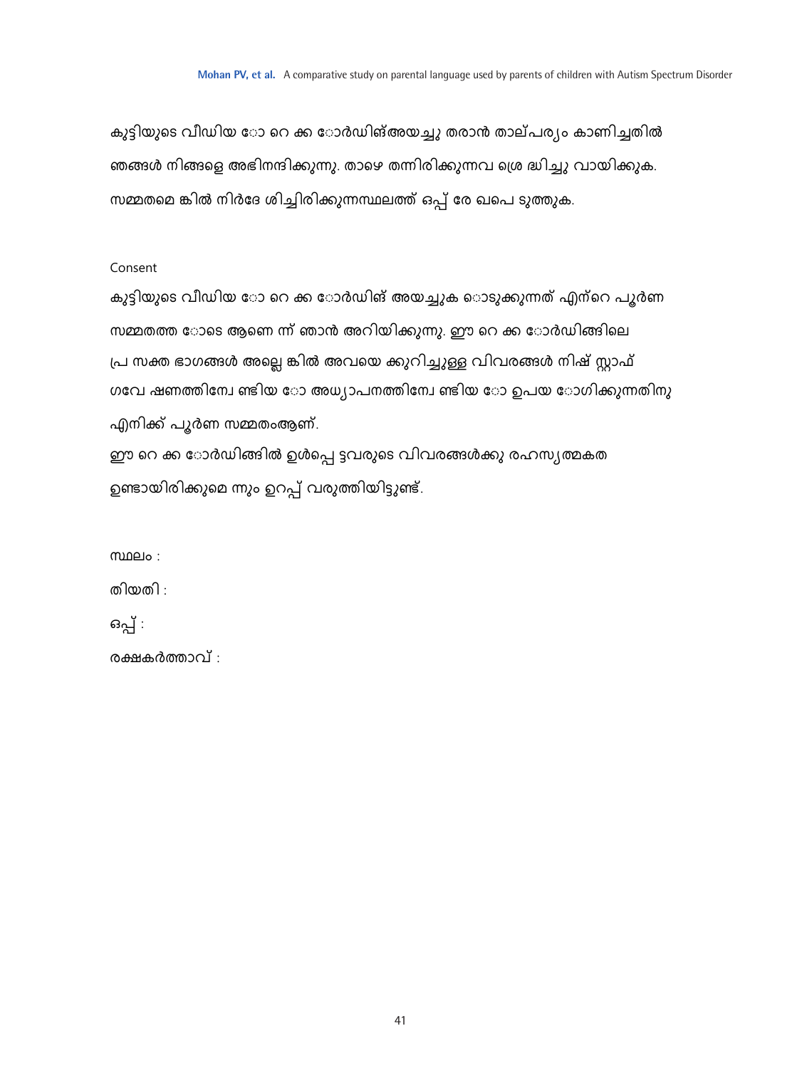കുട്ടിയുടെ വീഡിയ ോ റെ ക്ക ോർഡിങ്അയച്ചു തരാൻ താല്പര്യം കാണിച്ചതിൽ ഞങ്ങൾ നിങ്ങളെ അഭിനന്ദിക്കുന്നു. താഴെ തന്നിരിക്കുന്നവ ശ്രെ ദ്ധിച്ചു വായിക്കുക. സമ്മതമെ ങ്കിൽ നിർദേ ശിച്ചിരിക്കുന്നസ്ഥലത്ത് ഒപ്പ് രേ ഖപെ ടുത്തുക.

Consent

കുട്ടിയുടെ വീഡിയ ോ റെ ക്ക ോർഡിങ് അയച്ചുക ൊടുക്കുന്നത് എന്റെ പൂർണ സമ്മതത്ത ോടെ ആണെ ന്ന് ഞാൻ അറിയിക്കുന്നു. ഈ റെ ക്ക ോർഡിങ്ങിലെ പ്ര സക്ത ഭാഗങ്ങൾ അല്ലെ ങ്കിൽ അവയെ ക്കുറിച്ചുള്ള വിവരങ്ങൾ നിഷ് സ്റ്റാഫ് ഗവേ ഷണത്തിന ോ ണ്ടിയ ോ അധ്യാപനത്തിന ോ ണ്ടിയ ോ ഉപയ ോഗിക്കുന്നതിനു എനിക്ക് പൂർണ സമ്മതംആണ്.

ഈ റെ ക്ക ോർഡിങ്ങിൽ ഉൾപ്പെ ട്ടവരുടെ വിവരങ്ങൾക്കു രഹസ്യത്മകത ഉണ്ടായിരിക്കുമെ ന്നും ഉറപ്പ് വരുത്തിയിട്ടുണ്ട്.

സ്ഥലം :

തിയതി :

ഒപ്പ് :

രക്ഷകർത്താവ് :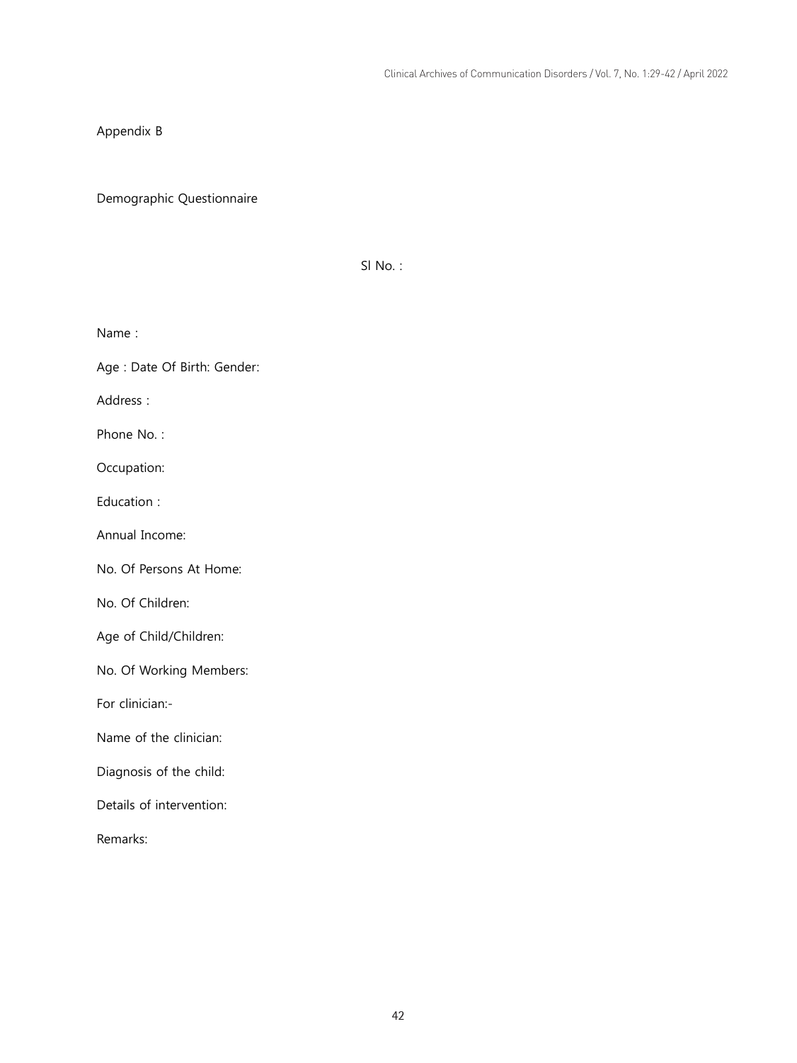## Appendix B

### Demographic Questionnaire

Sl No. :

Name :

Age : Date Of Birth: Gender:

Address :

Phone No. :

Occupation:

Education :

Annual Income:

No. Of Persons At Home:

No. Of Children:

Age of Child/Children:

No. Of Working Members:

For clinician:-

Name of the clinician:

Diagnosis of the child:

Details of intervention:

Remarks: